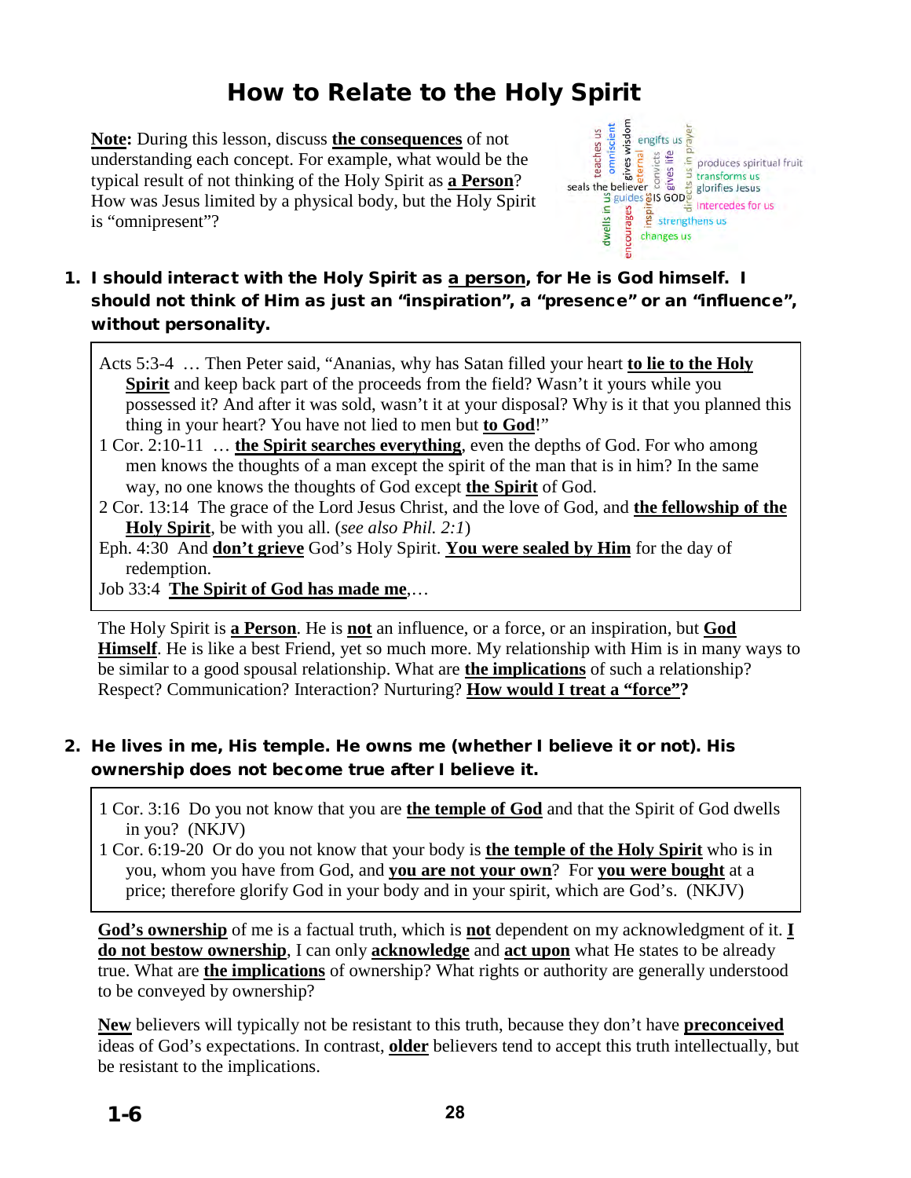# How to Relate to the Holy Spirit

**Note:** During this lesson, discuss **the consequences** of not understanding each concept. For example, what would be the typical result of not thinking of the Holy Spirit as **a Person**? How was Jesus limited by a physical body, but the Holy Spirit is "omnipresent"?

**1. I should interact with the Holy Spirit as a person, for He is God himself. I should not think of Him as just an "inspiration", a "presence" or an "influence", without personality.**

> Acts 5:3-4 … Then Peter said, "Ananias, why has Satan filled your heart **to lie to the Holy Spirit** and keep back part of the proceeds from the field? Wasn't it yours while you possessed it? And after it was sold, wasn't it at your disposal? Why is it that you planned this thing in your heart? You have not lied to men but **to God**!"
>
> 1 Cor. 2:10-11 … **the Spirit searches everything**, even the depths of God. For who among men knows the thoughts of a man except the spirit of the man that is in him? In the same way, no one knows the thoughts of God except **the Spirit** of God.
>
> 2 Cor. 13:14 The grace of the Lord Jesus Christ, and the love of God, and **the fellowship of the Holy Spirit**, be with you all. (*see also Phil. 2:1*)
>
> Eph. 4:30 And **don't grieve** God's Holy Spirit. **You were sealed by Him** for the day of redemption.
>
> Job 33:4 **The Spirit of God has made me**,…

The Holy Spirit is **a Person**. He is **not** an influence, or a force, or an inspiration, but **God Himself**. He is like a best Friend, yet so much more. My relationship with Him is in many ways to be similar to a good spousal relationship. What are **the implications** of such a relationship? Respect? Communication? Interaction? Nurturing? **How would I treat a "force"?**

**2. He lives in me, His temple. He owns me (whether I believe it or not). His ownership does not become true after I believe it.**

> 1 Cor. 3:16 Do you not know that you are **the temple of God** and that the Spirit of God dwells in you? (NKJV)
>
> 1 Cor. 6:19-20 Or do you not know that your body is **the temple of the Holy Spirit** who is in you, whom you have from God, and **you are not your own**? For **you were bought** at a price; therefore glorify God in your body and in your spirit, which are God's. (NKJV)

**God's ownership** of me is a factual truth, which is **not** dependent on my acknowledgment of it. **I do not bestow ownership**, I can only **acknowledge** and **act upon** what He states to be already true. What are **the implications** of ownership? What rights or authority are generally understood to be conveyed by ownership?

**New** believers will typically not be resistant to this truth, because they don't have **preconceived** ideas of God's expectations. In contrast, **older** believers tend to accept this truth intellectually, but be resistant to the implications.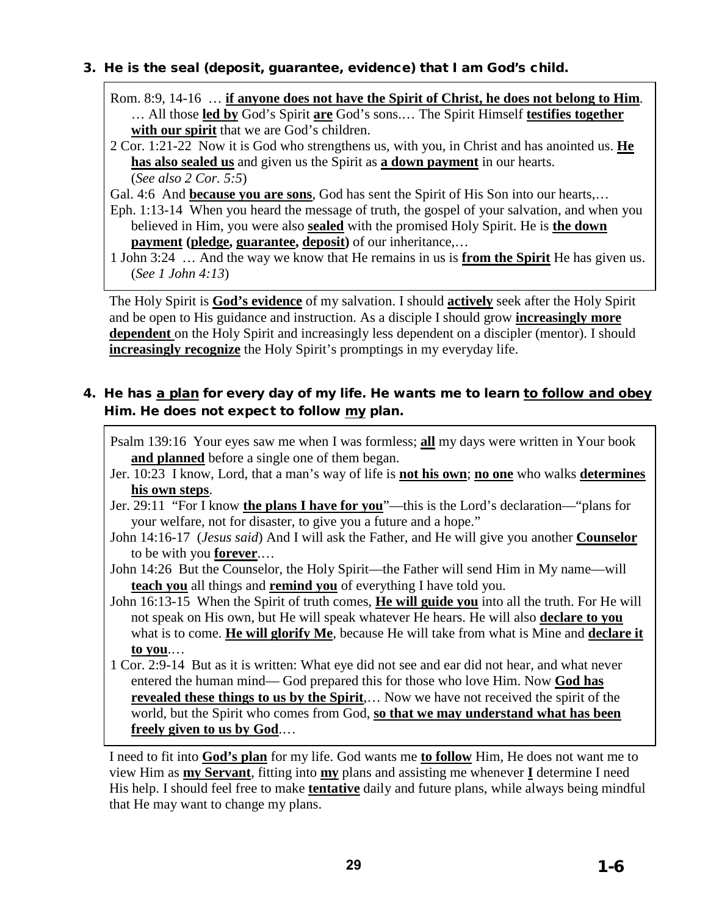### 3. He is the seal (deposit, guarantee, evidence) that I am God's child.

Rom. 8:9, 14-16 … **<u>if anyone does not have the Spirit of Christ, he does not belong to Him</u>**. … All those **<u>led by</u>** God's Spirit **<u>are</u>** God's sons.… The Spirit Himself **<u>testifies together with our spirit</u>** that we are God's children.

2 Cor. 1:21-22 Now it is God who strengthens us, with you, in Christ and has anointed us. **<u>He has also sealed us</u>** and given us the Spirit as **<u>a down payment</u>** in our hearts. (*See also 2 Cor. 5:5*)

Gal. 4:6 And **<u>because you are sons</u>**, God has sent the Spirit of His Son into our hearts,…

Eph. 1:13-14 When you heard the message of truth, the gospel of your salvation, and when you believed in Him, you were also **<u>sealed</u>** with the promised Holy Spirit. He is **<u>the down payment</u> (<u>pledge</u>, <u>guarantee</u>, <u>deposit</u>)** of our inheritance,…

1 John 3:24 … And the way we know that He remains in us is **<u>from the Spirit</u>** He has given us. (*See 1 John 4:13*)

The Holy Spirit is **<u>God's evidence</u>** of my salvation. I should **<u>actively</u>** seek after the Holy Spirit and be open to His guidance and instruction. As a disciple I should grow **<u>increasingly more dependent</u>** on the Holy Spirit and increasingly less dependent on a discipler (mentor). I should **<u>increasingly recognize</u>** the Holy Spirit's promptings in my everyday life.

### 4. He has <u>a plan</u> for every day of my life. He wants me to learn <u>to follow and obey</u> Him. He does not expect to follow <u>my</u> plan.

Psalm 139:16 Your eyes saw me when I was formless; **<u>all</u>** my days were written in Your book **<u>and planned</u>** before a single one of them began.

Jer. 10:23 I know, Lord, that a man's way of life is **<u>not his own</u>**; **<u>no one</u>** who walks **<u>determines his own steps</u>**.

Jer. 29:11 "For I know **<u>the plans I have for you</u>**"—this is the Lord's declaration—"plans for your welfare, not for disaster, to give you a future and a hope."

John 14:16-17 (*Jesus said*) And I will ask the Father, and He will give you another **<u>Counselor</u>** to be with you **<u>forever</u>**.…

John 14:26 But the Counselor, the Holy Spirit—the Father will send Him in My name—will **<u>teach you</u>** all things and **<u>remind you</u>** of everything I have told you.

John 16:13-15 When the Spirit of truth comes, **<u>He will guide you</u>** into all the truth. For He will not speak on His own, but He will speak whatever He hears. He will also **<u>declare to you</u>** what is to come. **<u>He will glorify Me</u>**, because He will take from what is Mine and **<u>declare it to you</u>**.…

1 Cor. 2:9-14 But as it is written: What eye did not see and ear did not hear, and what never entered the human mind— God prepared this for those who love Him. Now **<u>God has revealed these things to us by the Spirit</u>**,… Now we have not received the spirit of the world, but the Spirit who comes from God, **<u>so that we may understand what has been freely given to us by God</u>**.…

I need to fit into **<u>God's plan</u>** for my life. God wants me **<u>to follow</u>** Him, He does not want me to view Him as **<u>my Servant</u>**, fitting into **<u>my</u>** plans and assisting me whenever **<u>I</u>** determine I need His help. I should feel free to make **<u>tentative</u>** daily and future plans, while always being mindful that He may want to change my plans.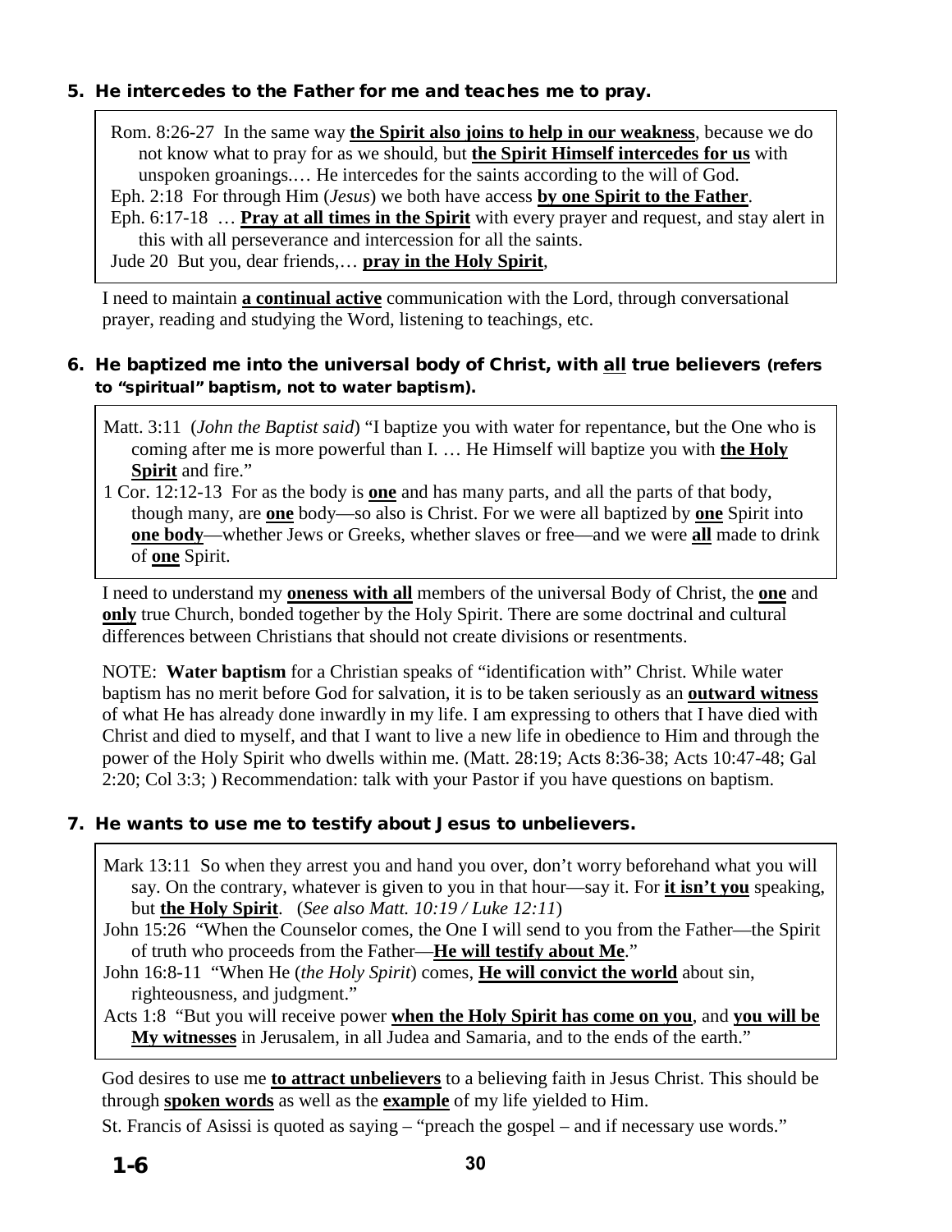### 5. He intercedes to the Father for me and teaches me to pray.

Rom. 8:26-27 In the same way **the Spirit also joins to help in our weakness**, because we do not know what to pray for as we should, but **the Spirit Himself intercedes for us** with unspoken groanings.… He intercedes for the saints according to the will of God.
Eph. 2:18 For through Him (*Jesus*) we both have access **by one Spirit to the Father**.
Eph. 6:17-18 … **Pray at all times in the Spirit** with every prayer and request, and stay alert in this with all perseverance and intercession for all the saints.
Jude 20 But you, dear friends,… **pray in the Holy Spirit**,

I need to maintain **a continual active** communication with the Lord, through conversational prayer, reading and studying the Word, listening to teachings, etc.

### 6. He baptized me into the universal body of Christ, with all true believers (refers to "spiritual" baptism, not to water baptism).

Matt. 3:11 (*John the Baptist said*) "I baptize you with water for repentance, but the One who is coming after me is more powerful than I. … He Himself will baptize you with **the Holy Spirit** and fire."
1 Cor. 12:12-13 For as the body is **one** and has many parts, and all the parts of that body, though many, are **one** body—so also is Christ. For we were all baptized by **one** Spirit into **one body**—whether Jews or Greeks, whether slaves or free—and we were **all** made to drink of **one** Spirit.

I need to understand my **oneness with all** members of the universal Body of Christ, the **one** and **only** true Church, bonded together by the Holy Spirit. There are some doctrinal and cultural differences between Christians that should not create divisions or resentments.

NOTE: **Water baptism** for a Christian speaks of "identification with" Christ. While water baptism has no merit before God for salvation, it is to be taken seriously as an **outward witness** of what He has already done inwardly in my life. I am expressing to others that I have died with Christ and died to myself, and that I want to live a new life in obedience to Him and through the power of the Holy Spirit who dwells within me. (Matt. 28:19; Acts 8:36-38; Acts 10:47-48; Gal 2:20; Col 3:3; ) Recommendation: talk with your Pastor if you have questions on baptism.

### 7. He wants to use me to testify about Jesus to unbelievers.

Mark 13:11 So when they arrest you and hand you over, don't worry beforehand what you will say. On the contrary, whatever is given to you in that hour—say it. For **it isn't you** speaking, but **the Holy Spirit**. (*See also Matt. 10:19 / Luke 12:11*)
John 15:26 "When the Counselor comes, the One I will send to you from the Father—the Spirit of truth who proceeds from the Father—**He will testify about Me**."
John 16:8-11 "When He (*the Holy Spirit*) comes, **He will convict the world** about sin, righteousness, and judgment."
Acts 1:8 "But you will receive power **when the Holy Spirit has come on you**, and **you will be My witnesses** in Jerusalem, in all Judea and Samaria, and to the ends of the earth."

God desires to use me **to attract unbelievers** to a believing faith in Jesus Christ. This should be through **spoken words** as well as the **example** of my life yielded to Him.

St. Francis of Asisi is quoted as saying – "preach the gospel – and if necessary use words."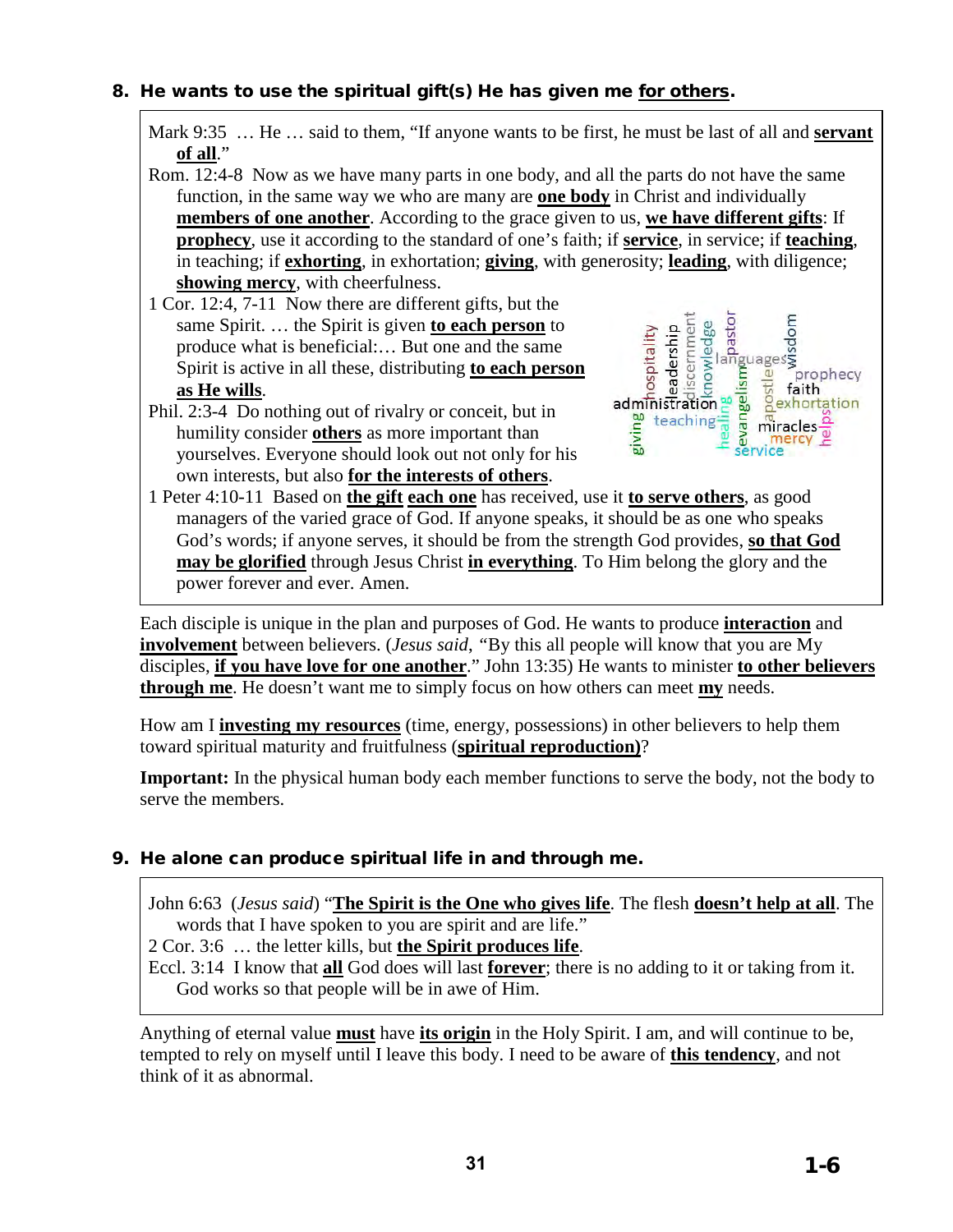### 8. He wants to use the spiritual gift(s) He has given me **for others**.

Mark 9:35 … He … said to them, "If anyone wants to be first, he must be last of all and **servant of all**."

Rom. 12:4-8 Now as we have many parts in one body, and all the parts do not have the same function, in the same way we who are many are **one body** in Christ and individually **members of one another**. According to the grace given to us, **we have different gifts**: If **prophecy**, use it according to the standard of one's faith; if **service**, in service; if **teaching**, in teaching; if **exhorting**, in exhortation; **giving**, with generosity; **leading**, with diligence; **showing mercy**, with cheerfulness.

1 Cor. 12:4, 7-11 Now there are different gifts, but the same Spirit. … the Spirit is given **to each person** to produce what is beneficial:… But one and the same Spirit is active in all these, distributing **to each person as He wills**.

Phil. 2:3-4 Do nothing out of rivalry or conceit, but in humility consider **others** as more important than yourselves. Everyone should look out not only for his own interests, but also **for the interests of others**.

1 Peter 4:10-11 Based on **the gift each one** has received, use it **to serve others**, as good managers of the varied grace of God. If anyone speaks, it should be as one who speaks God's words; if anyone serves, it should be from the strength God provides, **so that God may be glorified** through Jesus Christ **in everything**. To Him belong the glory and the power forever and ever. Amen.

hospitality
leadership
discernment
knowledge
pastor
wisdom
languages
prophecy
faith
administration
evangelism
apostle
exhortation
giving
teaching
healing
miracles
mercy
helps
service

Each disciple is unique in the plan and purposes of God. He wants to produce **interaction** and **involvement** between believers. (*Jesus said*, "By this all people will know that you are My disciples, **if you have love for one another**." John 13:35) He wants to minister **to other believers through me**. He doesn't want me to simply focus on how others can meet **my** needs.

How am I **investing my resources** (time, energy, possessions) in other believers to help them toward spiritual maturity and fruitfulness (**spiritual reproduction)**?

**Important:** In the physical human body each member functions to serve the body, not the body to serve the members.

### 9. He alone can produce spiritual life in and through me.

John 6:63 (*Jesus said*) "**The Spirit is the One who gives life**. The flesh **doesn't help at all**. The words that I have spoken to you are spirit and are life."

2 Cor. 3:6 … the letter kills, but **the Spirit produces life**.

Eccl. 3:14 I know that **all** God does will last **forever**; there is no adding to it or taking from it. God works so that people will be in awe of Him.

Anything of eternal value **must** have **its origin** in the Holy Spirit. I am, and will continue to be, tempted to rely on myself until I leave this body. I need to be aware of **this tendency**, and not think of it as abnormal.